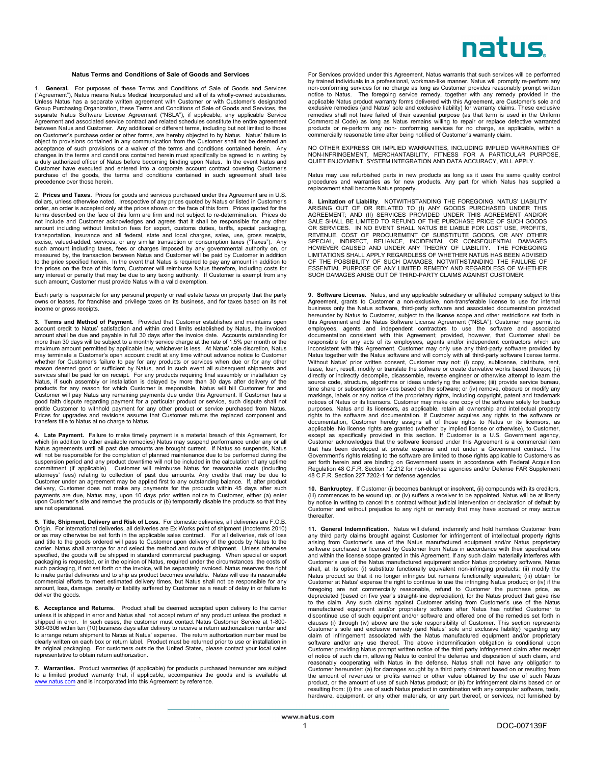# Natus Terms and Conditions of Sale of Goods and Services

1. **General.** For purposes of these Terms and Conditions of Sale of Goods and Services ("Agreement"), Natus means Natus Medical Incorporated and all of its wholly-owned subsidiaries. Unless Natus has a separate written agreement with Customer or with Customer's designated Group Purchasing Organization, these Terms and Conditions of Sale of Goods and Services, the separate Natus Software License Agreement ("NSLA"), if applicable, any applicable Service Agreement and associated service contract and related schedules constitute the entire agreement between Natus and Customer. Any additional or different terms, including but not limited to those on Customer's purchase order or other forms, are hereby objected to by Natus. Natus' failure to object to provisions contained in any communication from the Customer shall not be deemed an acceptance of such provisions or a waiver of the terms and conditions contained herein. Any changes in the terms and conditions contained herein must specifically be agreed to in writing by a duly authorized officer of Natus before becoming binding upon Natus. In the event Natus and Customer have executed and entered into a corporate account contract covering Customer's purchase of the goods, the terms and conditions contained in such agreement shall take precedence over those herein.

2. **Prices and Taxes.** Prices for goods and services purchased under this Agreement are in U.S. dollars, unless otherwise noted. Irrespective of any prices quoted by Natus or listed in Customer's order, an order is accepted only at the prices shown on the face of this form. Prices quoted for the terms described on the face of this form are firm and not subject to re-determination. Prices do not include and Customer acknowledges and agrees that it shall be responsible for any other amount including without limitation fees for export, customs duties, tariffs, special packaging, transportation, insurance and all federal, state and local charges, sales, use, gross receipts, excise, valued-added, services, or any similar transaction or consumption taxes ("Taxes"). Any such amount including taxes, fees or charges imposed by any governmental authority on, or measured by, the transaction between Natus and Customer will be paid by Customer in addition to the price specified herein. In the event that Natus is required to pay any amount in addition to the prices on the face of this form, Customer will reimburse Natus therefore, including costs for any interest or penalty that may be due to any taxing authority. If Customer is exempt from any such amount, Customer must provide Natus with a valid exemption.

Each party is responsible for any personal property or real estate taxes on property that the party owns or leases, for franchise and privilege taxes on its business, and for taxes based on its net income or gross receipts.

3. **Terms and Method of Payment.** Provided that Customer establishes and maintains open account credit to Natus' satisfaction and within credit limits established by Natus, the invoiced amount shall be due and payable in full 30 days after the invoice date. Accounts outstanding for more than 30 days will be subject to a monthly service charge at the rate of 1.5% per month or the maximum amount permitted by applicable law, whichever is less. At Natus' sole discretion, Natus may terminate a Customer's open account credit at any time without advance notice to Customer whether for Customer's failure to pay for any products or services when due or for any other reason deemed good or sufficient by Natus, and in such event all subsequent shipments and services shall be paid for on receipt. For any products requiring final assembly or installation by Natus, if such assembly or installation is delayed by more than 30 days after delivery of the products for any reason for which Customer is responsible, Natus will bill Customer for and Customer will pay Natus any remaining payments due under this Agreement. If Customer has a good faith dispute regarding payment for a particular product or service, such dispute shall not entitle Customer to withhold payment for any other product or service purchased from Natus. Prices for upgrades and revisions assume that Customer returns the replaced component and transfers title to Natus at no charge to Natus.

4. **Late Payment.** Failure to make timely payment is a material breach of this Agreement, for which (in addition to other available remedies) Natus may suspend performance under any or all Natus agreements until all past due amounts are brought current. If Natus so suspends, Natus will not be responsible for the completion of planned maintenance due to be performed during the suspension period and any product downtime will not be included in the calculation of any uptime commitment (if applicable). Customer will reimburse Natus for reasonable costs (including attorneys' fees) relating to collection of past due amounts. Any credits that may be due to Customer under an agreement may be applied first to any outstanding balance. If, after product delivery, Customer does not make any payments for the products within 45 days after such payments are due, Natus may, upon 10 days prior written notice to Customer, either (a) enter upon Customer's site and remove the products or (b) temporarily disable the products so that they are not operational.

5. **Title, Shipment, Delivery and Risk of Loss.** For domestic deliveries, all deliveries are F.O.B. Origin. For international deliveries, all deliveries are Ex Works point of shipment (Incoterms 2010) or as may otherwise be set forth in the applicable sales contract. For all deliveries, risk of loss and title to the goods ordered will pass to Customer upon delivery of the goods by Natus to the carrier. Natus shall arrange for and select the method and route of shipment. Unless otherwise specified, the goods will be shipped in standard commercial packaging. When special or export packaging is requested, or in the opinion of Natus, required under the circumstances, the costs of such packaging, if not set forth on the invoice, will be separately invoiced. Natus reserves the right to make partial deliveries and to ship as product becomes available. Natus will use its reasonable commercial efforts to meet estimated delivery times, but Natus shall not be responsible for any amount, loss, damage, penalty or liability suffered by Customer as a result of delay in or failure to deliver the goods.

6. **Acceptance and Returns.** Product shall be deemed accepted upon delivery to the carrier unless it is shipped in error and Natus shall not accept return of any product unless the product is shipped in error. In such cases, the customer must contact Natus Customer Service at 1-800-303-0306 within ten (10) business days after delivery to receive a return authorization number and to arrange return shipment to Natus at Natus' expense. The return authorization number must be clearly written on each box or return label. Product must be returned prior to use or installation in its original packaging. For customers outside the United States, please contact your local sales representative to obtain return authorization.

7. **Warranties.** Product warranties (if applicable) for products purchased hereunder are subject to a limited product warranty that, if applicable, accompanies the goods and is available at www.natus.com and is incorporated into this Agreement by reference.

For Services provided under this Agreement, Natus warrants that such services will be performed by trained individuals in a professional, workman-like manner. Natus will promptly re-perform any non-conforming services for no charge as long as Customer provides reasonably prompt written notice to Natus. The foregoing service remedy, together with any remedy provided in the applicable Natus product warranty forms delivered with this Agreement, are Customer's sole and exclusive remedies (and Natus' sole and exclusive liability) for warranty claims. These exclusive remedies shall not have failed of their essential purpose (as that term is used in the Uniform Commercial Code) as long as Natus remains willing to repair or replace defective warranted products or re-perform any non- conforming services for no charge, as applicable, within a commercially reasonable time after being notified of Customer's warranty claim.

NO OTHER EXPRESS OR IMPLIED WARRANTIES, INCLUDING IMPLIED WARRANTIES OF NON-INFRINGEMENT, MERCHANTABILITY, FITNESS FOR A PARTICULAR PURPOSE, QUIET ENJOYMENT, SYSTEM INTEGRATION AND DATA ACCURACY, WILL APPLY.

Natus may use refurbished parts in new products as long as it uses the same quality control procedures and warranties as for new products. Any part for which Natus has supplied a replacement shall become Natus property.

8. **Limitation of Liability**. NOTWITHSTANDING THE FOREGOING, NATUS' LIABILITY ARISING OUT OF OR RELATED TO (I) ANY GOODS PURCHASED UNDER THIS AGREEMENT; AND (II) SERVICES PROVIDED UNDER THIS AGREEMENT AND/OR SALE SHALL BE LIMITED TO REFUND OF THE PURCHASE PRICE OF SUCH GOODS OR SERVICES. IN NO EVENT SHALL NATUS BE LIABLE FOR LOST USE, PROFITS, REVENUE, COST OF PROCUREMENT OF SUBSTITUTE GOODS, OR ANY OTHER SPECIAL, INDIRECT, RELIANCE, INCIDENTAL OR CONSEQUENTIAL DAMAGES HOWEVER CAUSED AND UNDER ANY THEORY OF LIABILITY. THE FOREGOING LIMITATIONS SHALL APPLY REGARDLESS OF WHETHER NATUS HAS BEEN ADVISED OF THE POSSIBILITY OF SUCH DAMAGES, NOTWITHSTANDING THE FAILURE OF ESSENTIAL PURPOSE OF ANY LIMITED REMEDY AND REGARDLESS OF WHETHER SUCH DAMAGES ARISE OUT OF THIRD-PARTY CLAIMS AGAINST CUSTOMER.

9. **Software License.** Natus, and any applicable subsidiary or affiliated company subject to this Agreement, grants to Customer a non-exclusive, non-transferable license to use for internal business only the Natus software, third-party software and associated documentation provided hereunder by Natus to Customer, subject to the license scope and other restrictions set forth in this Agreement and the Natus Software License Agreement ("NSLA"). Customer may permit its employees, agents and independent contractors to use the software and associated documentation consistent with this Agreement; provided, however, that Customer shall be responsible for any acts of its employees, agents and/or independent contractors which are inconsistent with this Agreement. Customer may only use any third-party software provided by Natus together with the Natus software and will comply with all third-party software license terms. Without Natus' prior written consent, Customer may not: (i) copy, sublicense, distribute, rent, lease, loan, resell, modify or translate the software or create derivative works based thereon; (ii) directly or indirectly decompile, disassemble, reverse engineer or otherwise attempt to learn the source code, structure, algorithms or ideas underlying the software; (iii) provide service bureau, time share or subscription services based on the software; or (iv) remove, obscure or modify any markings, labels or any notice of the proprietary rights, including copyright, patent and trademark notices of Natus or its licensors. Customer may make one copy of the software solely for backup purposes. Natus and its licensors, as applicable, retain all ownership and intellectual property rights to the software and documentation. If Customer acquires any rights to the software or documentation, Customer hereby assigns all of those rights to Natus or its licensors, as applicable. No license rights are granted (whether by implied license or otherwise), to Customer, except as specifically provided in this section. If Customer is a U.S. Government agency, Customer acknowledges that the software licensed under this Agreement is a commercial item that has been developed at private expense and not under a Government contract. The Government's rights relating to the software are limited to those rights applicable to Customers as set forth herein and are binding on Government users in accordance with Federal Acquisition Regulation 48 C.F.R. Section 12.212 for non-defense agencies and/or Defense FAR Supplement 48 C.F.R. Section 227.7202-1 for defense agencies.

10. **Bankruptcy**. If Customer (i) becomes bankrupt or insolvent, (ii) compounds with its creditors, (iii) commences to be wound up, or (iv) suffers a receiver to be appointed, Natus will be at liberty by notice in writing to cancel this contract without judicial intervention or declaration of default by Customer and without prejudice to any right or remedy that may have accrued or may accrue thereafter.

11. **General Indemnification.** Natus will defend, indemnify and hold harmless Customer from any third party claims brought against Customer for infringement of intellectual property rights arising from Customer's use of the Natus manufactured equipment and/or Natus proprietary software purchased or licensed by Customer from Natus in accordance with their specifications and within the license scope granted in this Agreement. If any such claim materially interferes with Customer's use of the Natus manufactured equipment and/or Natus proprietary software, Natus shall, at its option: (i) substitute functionally equivalent non-infringing products; (ii) modify the Natus product so that it no longer infringes but remains functionally equivalent; (iii) obtain for Customer at Natus' expense the right to continue to use the infringing Natus product; or (iv) if the foregoing are not commercially reasonable, refund to Customer the purchase price, as depreciated (based on five year's straight-line depreciation), for the Natus product that gave rise to the claim. Any such claims against Customer arising from Customer's use of the Natus manufactured equipment and/or proprietary software after Natus has notified Customer to discontinue use of such equipment and/or software and offered one of the remedies set forth in clauses (i) through (iv) above are the sole responsibility of Customer. This section represents Customer's sole and exclusive remedy (and Natus' sole and exclusive liability) regarding any claim of infringement associated with the Natus manufactured equipment and/or proprietary software and/or any use thereof. The above indemnification obligation is conditional upon Customer providing Natus prompt written notice of the third party infringement claim after receipt of notice of such claim, allowing Natus to control the defense and disposition of such claim, and reasonably cooperating with Natus in the defense. Natus shall not have any obligation to Customer hereunder: (a) for damages sought by a third party claimant based on or resulting from the amount of revenues or profits earned or other value obtained by the use of such Natus product, or the amount of use of such Natus product; or (b) for infringement claims based on or resulting from: (i) the use of such Natus product in combination with any computer software, tools, hardware, equipment, or any other materials, or any part thereof, or services, not furnished by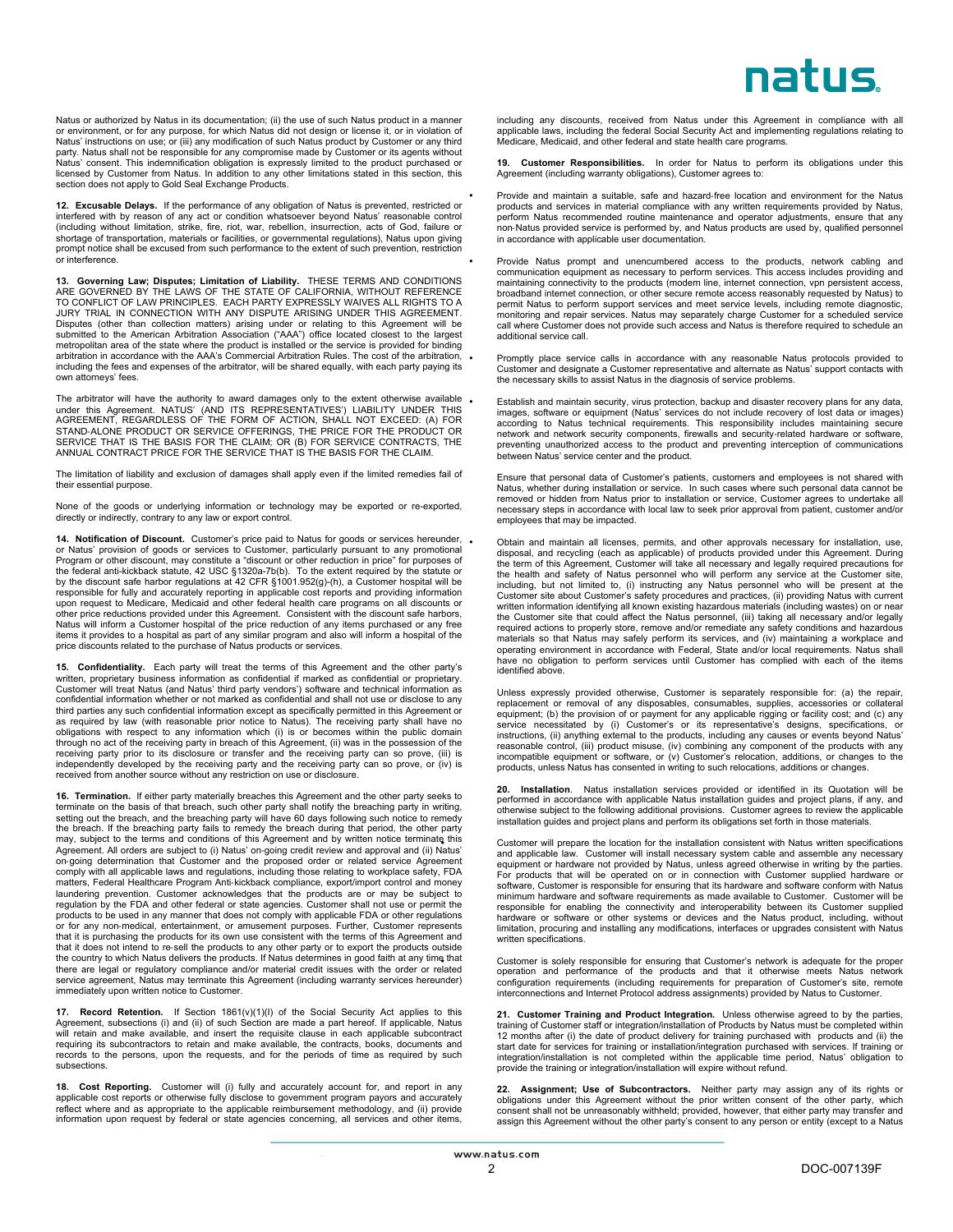Natus or authorized by Natus in its documentation; (ii) the use of such Natus product in a manner or environment, or for any purpose, for which Natus did not design or license it, or in violation of Natus' instructions on use; or (iii) any modification of such Natus product by Customer or any third party. Natus shall not be responsible for any compromise made by Customer or its agents without Natus' consent. This indemnification obligation is expressly limited to the product purchased or licensed by Customer from Natus. In addition to any other limitations stated in this section, this section does not apply to Gold Seal Exchange Products.

**12. Excusable Delays.** If the performance of any obligation of Natus is prevented, restricted or interfered with by reason of any act or condition whatsoever beyond Natus' reasonable control (including without limitation, strike, fire, riot, war, rebellion, insurrection, acts of God, failure or shortage of transportation, materials or facilities, or governmental regulations), Natus upon giving prompt notice shall be excused from such performance to the extent of such prevention, restriction or interference.

**13. Governing Law; Disputes; Limitation of Liability.** THESE TERMS AND CONDITIONS ARE GOVERNED BY THE LAWS OF THE STATE OF CALIFORNIA, WITHOUT REFERENCE TO CONFLICT OF LAW PRINCIPLES. EACH PARTY EXPRESSLY WAIVES ALL RIGHTS TO A JURY TRIAL IN CONNECTION WITH ANY DISPUTE ARISING UNDER THIS AGREEMENT. Disputes (other than collection matters) arising under or relating to this Agreement will be submitted to the American Arbitration Association ("AAA") office located closest to the largest metropolitan area of the state where the product is installed or the service is provided for binding arbitration in accordance with the AAA's Commercial Arbitration Rules. The cost of the arbitration, including the fees and expenses of the arbitrator, will be shared equally, with each party paying its own attorneys' fees.

The arbitrator will have the authority to award damages only to the extent otherwise available under this Agreement. NATUS' (AND ITS REPRESENTATIVES') LIABILITY UNDER THIS AGREEMENT, REGARDLESS OF THE FORM OF ACTION, SHALL NOT EXCEED: (A) FOR STAND-ALONE PRODUCT OR SERVICE OFFERINGS, THE PRICE FOR THE PRODUCT OR SERVICE THAT IS THE BASIS FOR THE CLAIM; OR (B) FOR SERVICE CONTRACTS, THE ANNUAL CONTRACT PRICE FOR THE SERVICE THAT IS THE BASIS FOR THE CLAIM.

The limitation of liability and exclusion of damages shall apply even if the limited remedies fail of their essential purpose.

None of the goods or underlying information or technology may be exported or re-exported, directly or indirectly, contrary to any law or export control.

**14. Notification of Discount.** Customer's price paid to Natus for goods or services hereunder, or Natus' provision of goods or services to Customer, particularly pursuant to any promotional Program or other discount, may constitute a "discount or other reduction in price" for purposes of the federal anti-kickback statute, 42 USC §1320a-7b(b). To the extent required by the statute or by the discount safe harbor regulations at 42 CFR §1001.952(g)-(h), a Customer hospital will be responsible for fully and accurately reporting in applicable cost reports and providing information upon request to Medicare, Medicaid and other federal health care programs on all discounts or other price reductions provided under this Agreement. Consistent with the discount safe harbors, Natus will inform a Customer hospital of the price reduction of any items purchased or any free items it provides to a hospital as part of any similar program and also will inform a hospital of the price discounts related to the purchase of Natus products or services.

**15. Confidentiality.** Each party will treat the terms of this Agreement and the other party's written, proprietary business information as confidential if marked as confidential or proprietary. Customer will treat Natus (and Natus' third party vendors') software and technical information as confidential information whether or not marked as confidential and shall not use or disclose to any third parties any such confidential information except as specifically permitted in this Agreement or as required by law (with reasonable prior notice to Natus). The receiving party shall have no obligations with respect to any information which (i) is or becomes within the public domain through no act of the receiving party in breach of this Agreement, (ii) was in the possession of the receiving party prior to its disclosure or transfer and the receiving party can so prove, (iii) is independently developed by the receiving party and the receiving party can so prove, or (iv) is received from another source without any restriction on use or disclosure.

**16. Termination.** If either party materially breaches this Agreement and the other party seeks to terminate on the basis of that breach, such other party shall notify the breaching party in writing, setting out the breach, and the breaching party will have 60 days following such notice to remedy the breach. If the breaching party fails to remedy the breach during that period, the other party may, subject to the terms and conditions of this Agreement and by written notice terminate this Agreement. All orders are subject to (i) Natus' on-going credit review and approval and (ii) Natus' on-going determination that Customer and the proposed order or related service Agreement comply with all applicable laws and regulations, including those relating to workplace safety, FDA matters, Federal Healthcare Program Anti-kickback compliance, export/import control and money laundering prevention. Customer acknowledges that the products are or may be subject to regulation by the FDA and other federal or state agencies. Customer shall not use or permit the products to be used in any manner that does not comply with applicable FDA or other regulations or for any non-medical, entertainment, or amusement purposes. Further, Customer represents that it is purchasing the products for its own use consistent with the terms of this Agreement and that it does not intend to re-sell the products to any other party or to export the products outside the country to which Natus delivers the products. If Natus determines in good faith at any time that there are legal or regulatory compliance and/or material credit issues with the order or related service agreement, Natus may terminate this Agreement (including warranty services hereunder) immediately upon written notice to Customer.

**17. Record Retention.** If Section 1861(v)(1)(I) of the Social Security Act applies to this Agreement, subsections (i) and (ii) of such Section are made a part hereof. If applicable, Natus will retain and make available, and insert the requisite clause in each applicable subcontract requiring its subcontractors to retain and make available, the contracts, books, documents and records to the persons, upon the requests, and for the periods of time as required by such subsections.

**18. Cost Reporting.** Customer will (i) fully and accurately account for, and report in any applicable cost reports or otherwise fully disclose to government program payors and accurately reflect where and as appropriate to the applicable reimbursement methodology, and (ii) provide information upon request by federal or state agencies concerning, all services and other items, including any discounts, received from Natus under this Agreement in compliance with all applicable laws, including the federal Social Security Act and implementing regulations relating to Medicare, Medicaid, and other federal and state health care programs.

**19. Customer Responsibilities.** In order for Natus to perform its obligations under this Agreement (including warranty obligations), Customer agrees to:

- Provide and maintain a suitable, safe and hazard-free location and environment for the Natus products and services in material compliance with any written requirements provided by Natus, perform Natus recommended routine maintenance and operator adjustments, ensure that any non-Natus provided service is performed by, and Natus products are used by, qualified personnel in accordance with applicable user documentation.
- Provide Natus prompt and unencumbered access to the products, network cabling and communication equipment as necessary to perform services. This access includes providing and maintaining connectivity to the products (modem line, internet connection, vpn persistent access, broadband internet connection, or other secure remote access reasonably requested by Natus) to permit Natus to perform support services and meet service levels, including remote diagnostic, monitoring and repair services. Natus may separately charge Customer for a scheduled service call where Customer does not provide such access and Natus is therefore required to schedule an additional service call.
- Promptly place service calls in accordance with any reasonable Natus protocols provided to Customer and designate a Customer representative and alternate as Natus' support contacts with the necessary skills to assist Natus in the diagnosis of service problems.
- Establish and maintain security, virus protection, backup and disaster recovery plans for any data, images, software or equipment (Natus' services do not include recovery of lost data or images) according to Natus technical requirements. This responsibility includes maintaining secure network and network security components, firewalls and security-related hardware or software, preventing unauthorized access to the product and preventing interception of communications between Natus' service center and the product.

  Ensure that personal data of Customer's patients, customers and employees is not shared with Natus, whether during installation or service. In such cases where such personal data cannot be removed or hidden from Natus prior to installation or service, Customer agrees to undertake all necessary steps in accordance with local law to seek prior approval from patient, customer and/or employees that may be impacted.
- Obtain and maintain all licenses, permits, and other approvals necessary for installation, use, disposal, and recycling (each as applicable) of products provided under this Agreement. During the term of this Agreement, Customer will take all necessary and legally required precautions for the health and safety of Natus personnel who will perform any service at the Customer site, including, but not limited to, (i) instructing any Natus personnel who will be present at the Customer site about Customer's safety procedures and practices, (ii) providing Natus with current written information identifying all known existing hazardous materials (including wastes) on or near the Customer site that could affect the Natus personnel, (iii) taking all necessary and/or legally required actions to properly store, remove and/or remediate any safety conditions and hazardous materials so that Natus may safely perform its services, and (iv) maintaining a workplace and operating environment in accordance with Federal, State and/or local requirements. Natus shall have no obligation to perform services until Customer has complied with each of the items identified above.

  Unless expressly provided otherwise, Customer is separately responsible for: (a) the repair, replacement or removal of any disposables, consumables, supplies, accessories or collateral equipment; (b) the provision of or payment for any applicable rigging or facility cost; and (c) any service necessitated by (i) Customer's or its representative's designs, specifications, or instructions, (ii) anything external to the products, including any causes or events beyond Natus' reasonable control, (iii) product misuse, (iv) combining any component of the products with any incompatible equipment or software, or (v) Customer's relocation, additions, or changes to the products, unless Natus has consented in writing to such relocations, additions or changes.

**20. Installation**. Natus installation services provided or identified in its Quotation will be performed in accordance with applicable Natus installation guides and project plans, if any, and otherwise subject to the following additional provisions. Customer agrees to review the applicable installation guides and project plans and perform its obligations set forth in those materials.

Customer will prepare the location for the installation consistent with Natus written specifications and applicable law. Customer will install necessary system cable and assemble any necessary equipment or hardware not provided by Natus, unless agreed otherwise in writing by the parties. For products that will be operated on or in connection with Customer supplied hardware or software, Customer is responsible for ensuring that its hardware and software conform with Natus minimum hardware and software requirements as made available to Customer. Customer will be responsible for enabling the connectivity and interoperability between its Customer supplied hardware or software or other systems or devices and the Natus product, including, without limitation, procuring and installing any modifications, interfaces or upgrades consistent with Natus written specifications.

Customer is solely responsible for ensuring that Customer's network is adequate for the proper operation and performance of the products and that it otherwise meets Natus network configuration requirements (including requirements for preparation of Customer's site, remote interconnections and Internet Protocol address assignments) provided by Natus to Customer.

**21. Customer Training and Product Integration.** Unless otherwise agreed to by the parties, training of Customer staff or integration/installation of Products by Natus must be completed within 12 months after (i) the date of product delivery for training purchased with products and (ii) the start date for services for training or installation/integration purchased with services. If training or integration/installation is not completed within the applicable time period, Natus' obligation to provide the training or integration/installation will expire without refund.

**22. Assignment; Use of Subcontractors.** Neither party may assign any of its rights or obligations under this Agreement without the prior written consent of the other party, which consent shall not be unreasonably withheld; provided, however, that either party may transfer and assign this Agreement without the other party's consent to any person or entity (except to a Natus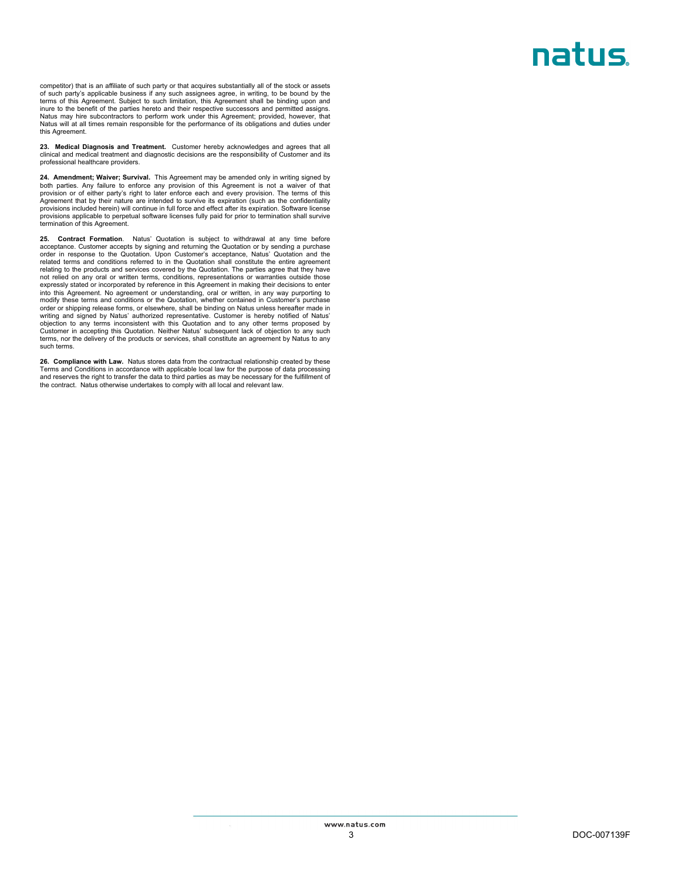competitor) that is an affiliate of such party or that acquires substantially all of the stock or assets of such party's applicable business if any such assignees agree, in writing, to be bound by the terms of this Agreement. Subject to such limitation, this Agreement shall be binding upon and inure to the benefit of the parties hereto and their respective successors and permitted assigns. Natus may hire subcontractors to perform work under this Agreement; provided, however, that Natus will at all times remain responsible for the performance of its obligations and duties under this Agreement.

**23. Medical Diagnosis and Treatment.** Customer hereby acknowledges and agrees that all clinical and medical treatment and diagnostic decisions are the responsibility of Customer and its professional healthcare providers.

**24. Amendment; Waiver; Survival.** This Agreement may be amended only in writing signed by both parties. Any failure to enforce any provision of this Agreement is not a waiver of that provision or of either party's right to later enforce each and every provision. The terms of this Agreement that by their nature are intended to survive its expiration (such as the confidentiality provisions included herein) will continue in full force and effect after its expiration. Software license provisions applicable to perpetual software licenses fully paid for prior to termination shall survive termination of this Agreement.

**25. Contract Formation**. Natus' Quotation is subject to withdrawal at any time before acceptance. Customer accepts by signing and returning the Quotation or by sending a purchase order in response to the Quotation. Upon Customer's acceptance, Natus' Quotation and the related terms and conditions referred to in the Quotation shall constitute the entire agreement relating to the products and services covered by the Quotation. The parties agree that they have not relied on any oral or written terms, conditions, representations or warranties outside those expressly stated or incorporated by reference in this Agreement in making their decisions to enter into this Agreement. No agreement or understanding, oral or written, in any way purporting to modify these terms and conditions or the Quotation, whether contained in Customer's purchase order or shipping release forms, or elsewhere, shall be binding on Natus unless hereafter made in writing and signed by Natus' authorized representative. Customer is hereby notified of Natus' objection to any terms inconsistent with this Quotation and to any other terms proposed by Customer in accepting this Quotation. Neither Natus' subsequent lack of objection to any such terms, nor the delivery of the products or services, shall constitute an agreement by Natus to any such terms.

**26. Compliance with Law.** Natus stores data from the contractual relationship created by these Terms and Conditions in accordance with applicable local law for the purpose of data processing and reserves the right to transfer the data to third parties as may be necessary for the fulfillment of the contract. Natus otherwise undertakes to comply with all local and relevant law.